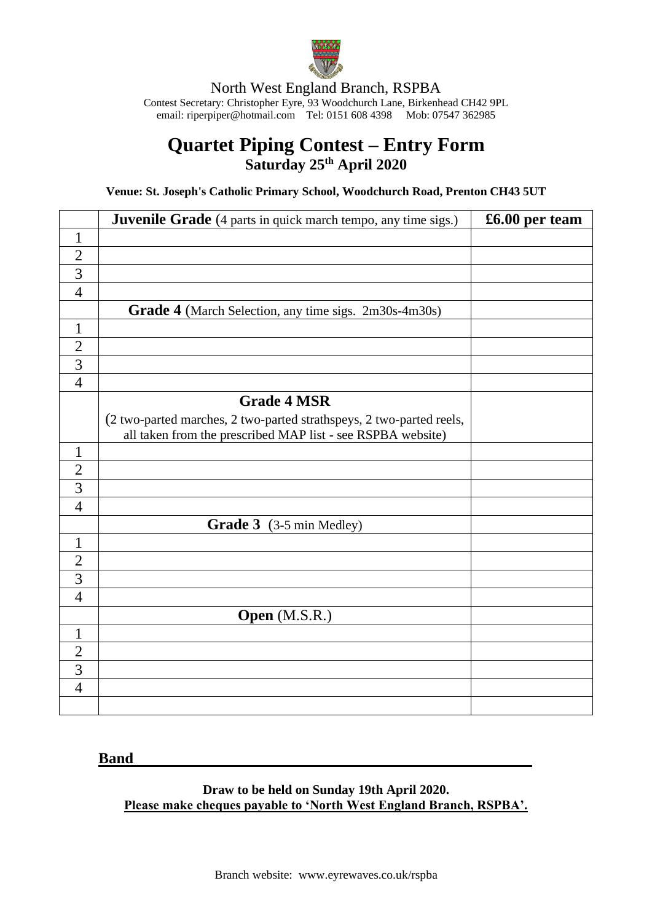North West England Branch, RSPBA

Contest Secretary: Christopher Eyre, 93 Woodchurch Lane, Birkenhead CH42 9PL
email: riperpiper@hotmail.com Tel: 0151 608 4398 Mob: 07547 362985

# Quartet Piping Contest – Entry Form

## Saturday 25th April 2020

**Venue: St. Joseph's Catholic Primary School, Woodchurch Road, Prenton CH43 5UT**

| | **Juvenile Grade** (4 parts in quick march tempo, any time sigs.) | **£6.00 per team** |
|---|---|---|
| 1 | | |
| 2 | | |
| 3 | | |
| 4 | | |
| | **Grade 4** (March Selection, any time sigs. 2m30s-4m30s) | |
| 1 | | |
| 2 | | |
| 3 | | |
| 4 | | |
| | **Grade 4 MSR** (2 two-parted marches, 2 two-parted strathspeys, 2 two-parted reels, all taken from the prescribed MAP list - see RSPBA website) | |
| 1 | | |
| 2 | | |
| 3 | | |
| 4 | | |
| | **Grade 3** (3-5 min Medley) | |
| 1 | | |
| 2 | | |
| 3 | | |
| 4 | | |
| | **Open** (M.S.R.) | |
| 1 | | |
| 2 | | |
| 3 | | |
| 4 | | |
| | | |

**Band** ______________________________________________

**Draw to be held on Sunday 19th April 2020.**

**Please make cheques payable to 'North West England Branch, RSPBA'.**

Branch website: www.eyrewaves.co.uk/rspba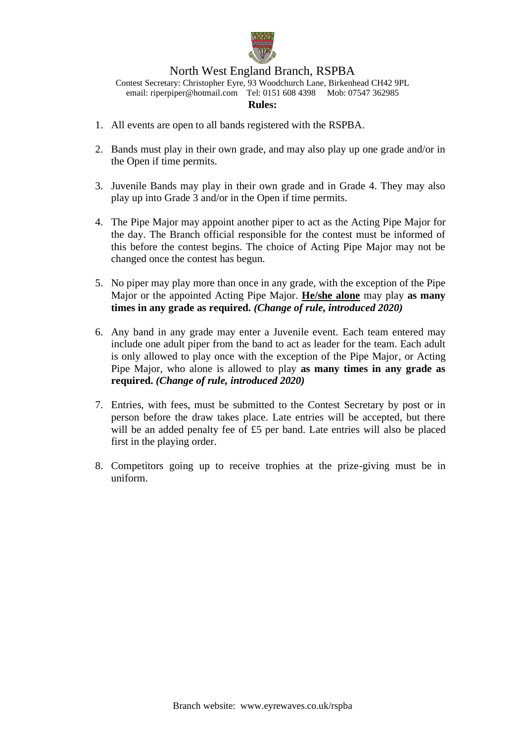# North West England Branch, RSPBA

Contest Secretary: Christopher Eyre, 93 Woodchurch Lane, Birkenhead CH42 9PL
email: riperpiper@hotmail.com Tel: 0151 608 4398 Mob: 07547 362985

**Rules:**

1. All events are open to all bands registered with the RSPBA.

2. Bands must play in their own grade, and may also play up one grade and/or in the Open if time permits.

3. Juvenile Bands may play in their own grade and in Grade 4. They may also play up into Grade 3 and/or in the Open if time permits.

4. The Pipe Major may appoint another piper to act as the Acting Pipe Major for the day. The Branch official responsible for the contest must be informed of this before the contest begins. The choice of Acting Pipe Major may not be changed once the contest has begun.

5. No piper may play more than once in any grade, with the exception of the Pipe Major or the appointed Acting Pipe Major. **He/she alone** may play **as many times in any grade as required.** ***(Change of rule, introduced 2020)***

6. Any band in any grade may enter a Juvenile event. Each team entered may include one adult piper from the band to act as leader for the team. Each adult is only allowed to play once with the exception of the Pipe Major, or Acting Pipe Major, who alone is allowed to play **as many times in any grade as required.** ***(Change of rule, introduced 2020)***

7. Entries, with fees, must be submitted to the Contest Secretary by post or in person before the draw takes place. Late entries will be accepted, but there will be an added penalty fee of £5 per band. Late entries will also be placed first in the playing order.

8. Competitors going up to receive trophies at the prize-giving must be in uniform.

Branch website: www.eyrewaves.co.uk/rspba